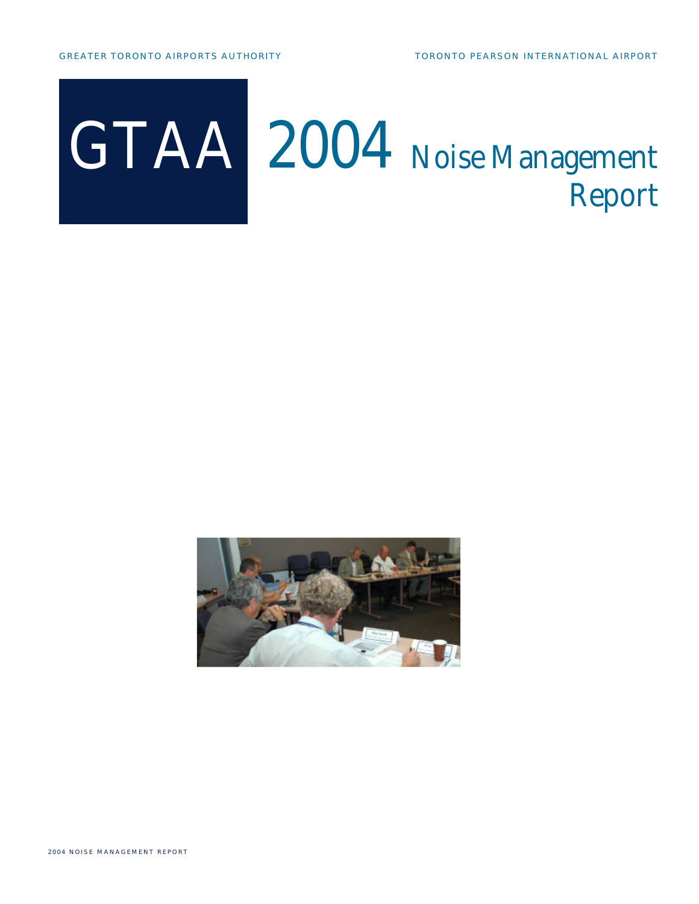GREATER TORONTO AIRPORTS AUTHORITY

TORONTO PEARSON INTERNATIONAL AIRPORT

# GTAA 2004 Noise Management Report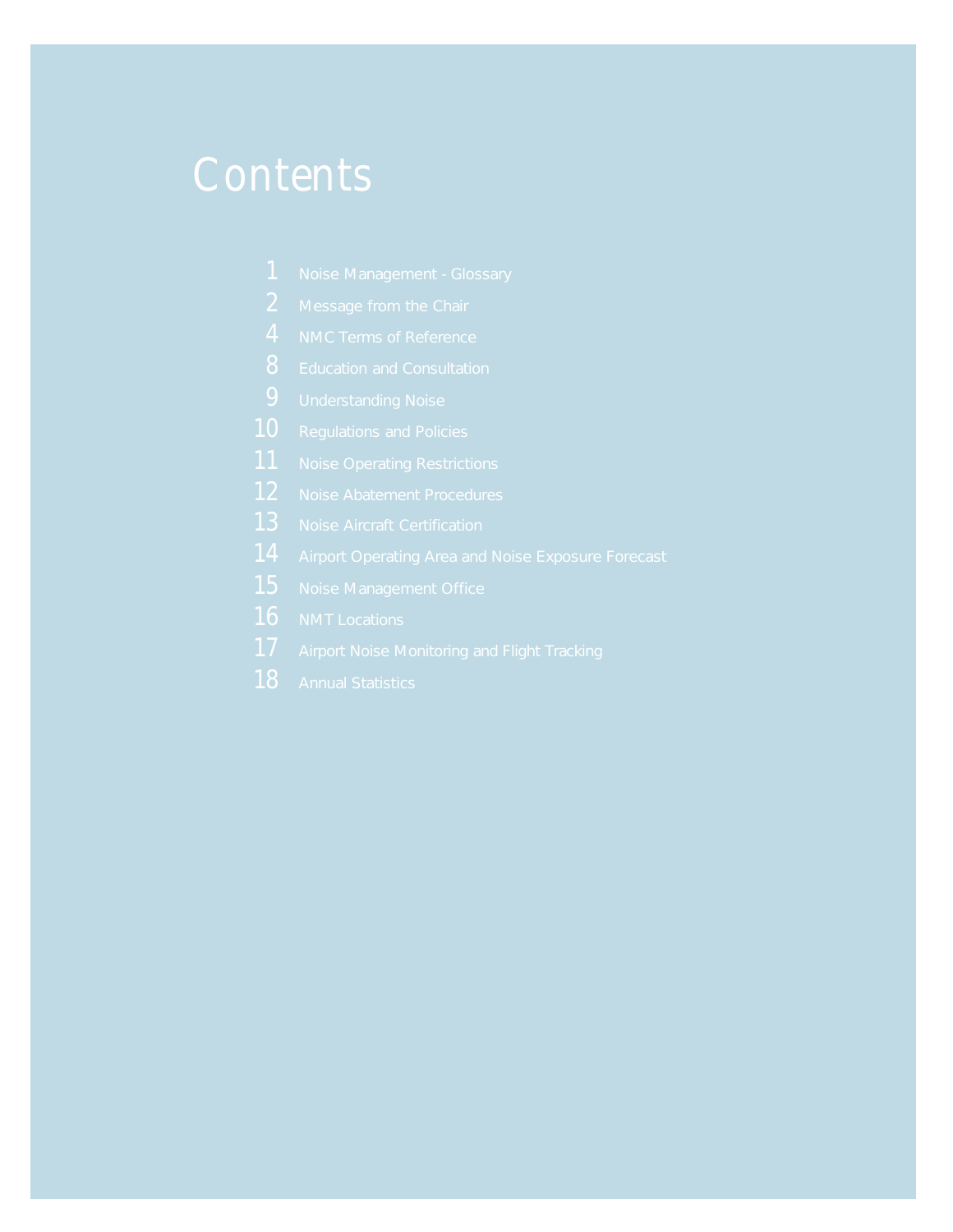# Contents

| | |
|---|---|
| 1 | Noise Management - Glossary |
| 2 | Message from the Chair |
| 4 | NMC Terms of Reference |
| 8 | Education and Consultation |
| 9 | Understanding Noise |
| 10 | Regulations and Policies |
| 11 | Noise Operating Restrictions |
| 12 | Noise Abatement Procedures |
| 13 | Noise Aircraft Certification |
| 14 | Airport Operating Area and Noise Exposure Forecast |
| 15 | Noise Management Office |
| 16 | NMT Locations |
| 17 | Airport Noise Monitoring and Flight Tracking |
| 18 | Annual Statistics |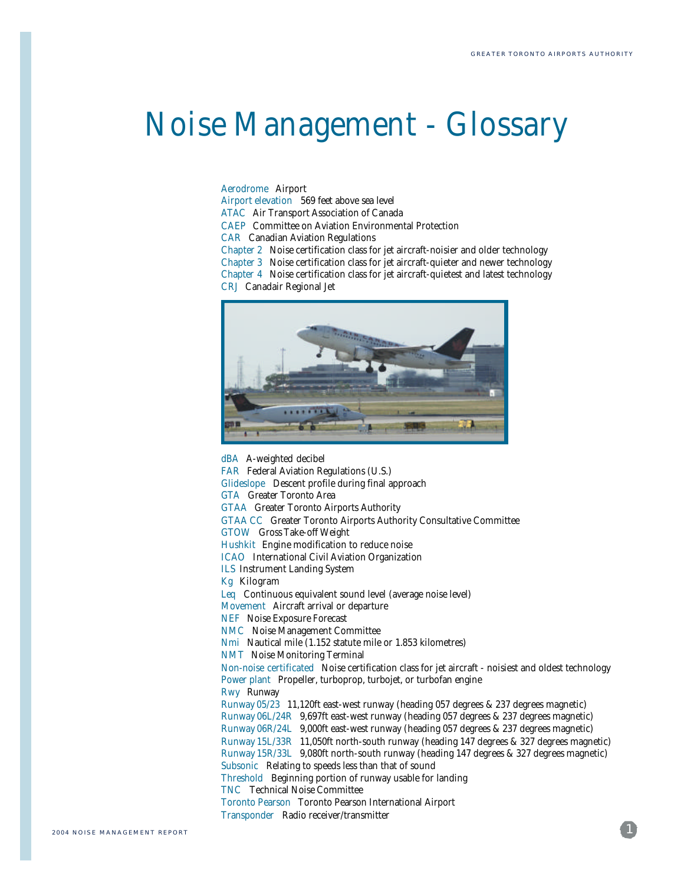# Noise Management - Glossary

**Aerodrome** Airport
**Airport elevation** 569 feet above sea level
**ATAC** Air Transport Association of Canada
**CAEP** Committee on Aviation Environmental Protection
**CAR** Canadian Aviation Regulations
**Chapter 2** Noise certification class for jet aircraft-noisier and older technology
**Chapter 3** Noise certification class for jet aircraft-quieter and newer technology
**Chapter 4** Noise certification class for jet aircraft-quietest and latest technology
**CRJ** Canadair Regional Jet

**dBA** A-weighted decibel
**FAR** Federal Aviation Regulations (U.S.)
**Glideslope** Descent profile during final approach
**GTA** Greater Toronto Area
**GTAA** Greater Toronto Airports Authority
**GTAA CC** Greater Toronto Airports Authority Consultative Committee
**GTOW** Gross Take-off Weight
**Hushkit** Engine modification to reduce noise
**ICAO** International Civil Aviation Organization
**ILS** Instrument Landing System
**Kg** Kilogram
**Leq** Continuous equivalent sound level (average noise level)
**Movement** Aircraft arrival or departure
**NEF** Noise Exposure Forecast
**NMC** Noise Management Committee
**Nmi** Nautical mile (1.152 statute mile or 1.853 kilometres)
**NMT** Noise Monitoring Terminal
**Non-noise certificated** Noise certification class for jet aircraft - noisiest and oldest technology
**Power plant** Propeller, turboprop, turbojet, or turbofan engine
**Rwy** Runway
**Runway 05/23** 11,120ft east-west runway (heading 057 degrees & 237 degrees magnetic)
**Runway 06L/24R** 9,697ft east-west runway (heading 057 degrees & 237 degrees magnetic)
**Runway 06R/24L** 9,000ft east-west runway (heading 057 degrees & 237 degrees magnetic)
**Runway 15L/33R** 11,050ft north-south runway (heading 147 degrees & 327 degrees magnetic)
**Runway 15R/33L** 9,080ft north-south runway (heading 147 degrees & 327 degrees magnetic)
**Subsonic** Relating to speeds less than that of sound
**Threshold** Beginning portion of runway usable for landing
**TNC** Technical Noise Committee
**Toronto Pearson** Toronto Pearson International Airport
**Transponder** Radio receiver/transmitter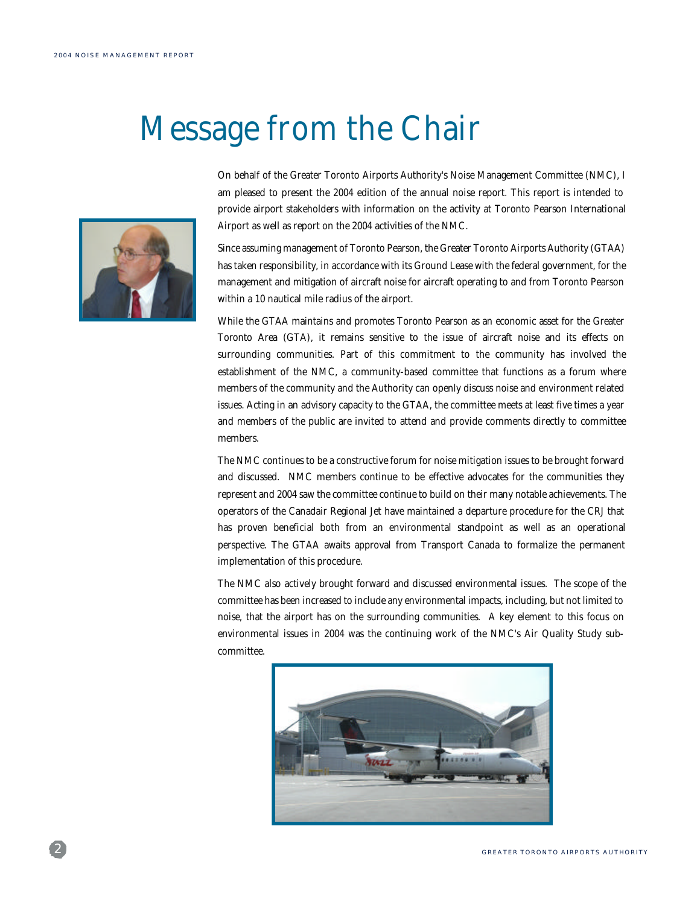# Message from the Chair

On behalf of the Greater Toronto Airports Authority's Noise Management Committee (NMC), I am pleased to present the 2004 edition of the annual noise report. This report is intended to provide airport stakeholders with information on the activity at Toronto Pearson International Airport as well as report on the 2004 activities of the NMC.

Since assuming management of Toronto Pearson, the Greater Toronto Airports Authority (GTAA) has taken responsibility, in accordance with its Ground Lease with the federal government, for the management and mitigation of aircraft noise for aircraft operating to and from Toronto Pearson within a 10 nautical mile radius of the airport.

While the GTAA maintains and promotes Toronto Pearson as an economic asset for the Greater Toronto Area (GTA), it remains sensitive to the issue of aircraft noise and its effects on surrounding communities. Part of this commitment to the community has involved the establishment of the NMC, a community-based committee that functions as a forum where members of the community and the Authority can openly discuss noise and environment related issues. Acting in an advisory capacity to the GTAA, the committee meets at least five times a year and members of the public are invited to attend and provide comments directly to committee members.

The NMC continues to be a constructive forum for noise mitigation issues to be brought forward and discussed. NMC members continue to be effective advocates for the communities they represent and 2004 saw the committee continue to build on their many notable achievements. The operators of the Canadair Regional Jet have maintained a departure procedure for the CRJ that has proven beneficial both from an environmental standpoint as well as an operational perspective. The GTAA awaits approval from Transport Canada to formalize the permanent implementation of this procedure.

The NMC also actively brought forward and discussed environmental issues. The scope of the committee has been increased to include any environmental impacts, including, but not limited to noise, that the airport has on the surrounding communities. A key element to this focus on environmental issues in 2004 was the continuing work of the NMC's Air Quality Study sub-committee.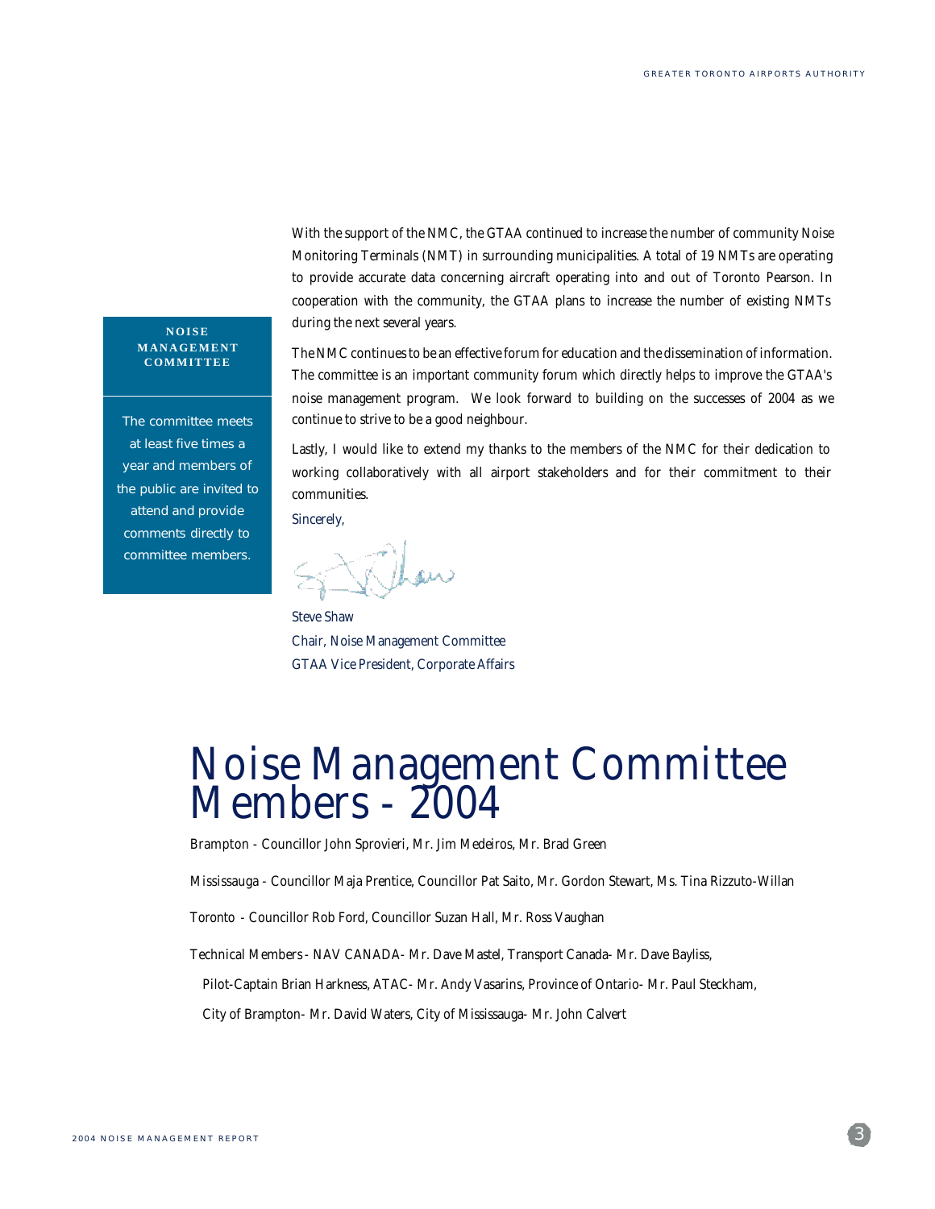With the support of the NMC, the GTAA continued to increase the number of community Noise Monitoring Terminals (NMT) in surrounding municipalities. A total of 19 NMTs are operating to provide accurate data concerning aircraft operating into and out of Toronto Pearson. In cooperation with the community, the GTAA plans to increase the number of existing NMTs during the next several years.

**NOISE MANAGEMENT COMMITTEE**

The committee meets at least five times a year and members of the public are invited to attend and provide comments directly to committee members.

The NMC continues to be an effective forum for education and the dissemination of information. The committee is an important community forum which directly helps to improve the GTAA's noise management program. We look forward to building on the successes of 2004 as we continue to strive to be a good neighbour.

Lastly, I would like to extend my thanks to the members of the NMC for their dedication to working collaboratively with all airport stakeholders and for their commitment to their communities.

Sincerely,

Steve Shaw
Chair, Noise Management Committee
GTAA Vice President, Corporate Affairs

# Noise Management Committee Members - 2004

Brampton - Councillor John Sprovieri, Mr. Jim Medeiros, Mr. Brad Green

Mississauga - Councillor Maja Prentice, Councillor Pat Saito, Mr. Gordon Stewart, Ms. Tina Rizzuto-Willan

Toronto - Councillor Rob Ford, Councillor Suzan Hall, Mr. Ross Vaughan

Technical Members - NAV CANADA- Mr. Dave Mastel, Transport Canada- Mr. Dave Bayliss, Pilot-Captain Brian Harkness, ATAC- Mr. Andy Vasarins, Province of Ontario- Mr. Paul Steckham, City of Brampton- Mr. David Waters, City of Mississauga- Mr. John Calvert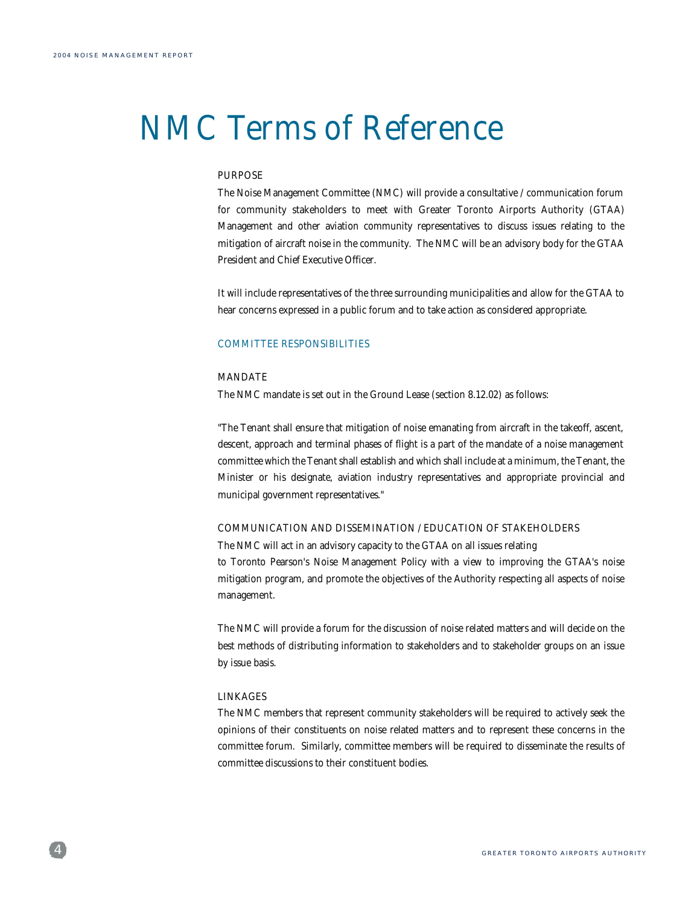# NMC Terms of Reference

## PURPOSE

The Noise Management Committee (NMC) will provide a consultative / communication forum for community stakeholders to meet with Greater Toronto Airports Authority (GTAA) Management and other aviation community representatives to discuss issues relating to the mitigation of aircraft noise in the community. The NMC will be an advisory body for the GTAA President and Chief Executive Officer.

It will include representatives of the three surrounding municipalities and allow for the GTAA to hear concerns expressed in a public forum and to take action as considered appropriate.

## COMMITTEE RESPONSIBILITIES

### MANDATE

The NMC mandate is set out in the Ground Lease (section 8.12.02) as follows:

"The Tenant shall ensure that mitigation of noise emanating from aircraft in the takeoff, ascent, descent, approach and terminal phases of flight is a part of the mandate of a noise management committee which the Tenant shall establish and which shall include at a minimum, the Tenant, the Minister or his designate, aviation industry representatives and appropriate provincial and municipal government representatives."

### COMMUNICATION AND DISSEMINATION / EDUCATION OF STAKEHOLDERS

The NMC will act in an advisory capacity to the GTAA on all issues relating to Toronto Pearson's Noise Management Policy with a view to improving the GTAA's noise mitigation program, and promote the objectives of the Authority respecting all aspects of noise management.

The NMC will provide a forum for the discussion of noise related matters and will decide on the best methods of distributing information to stakeholders and to stakeholder groups on an issue by issue basis.

### LINKAGES

The NMC members that represent community stakeholders will be required to actively seek the opinions of their constituents on noise related matters and to represent these concerns in the committee forum. Similarly, committee members will be required to disseminate the results of committee discussions to their constituent bodies.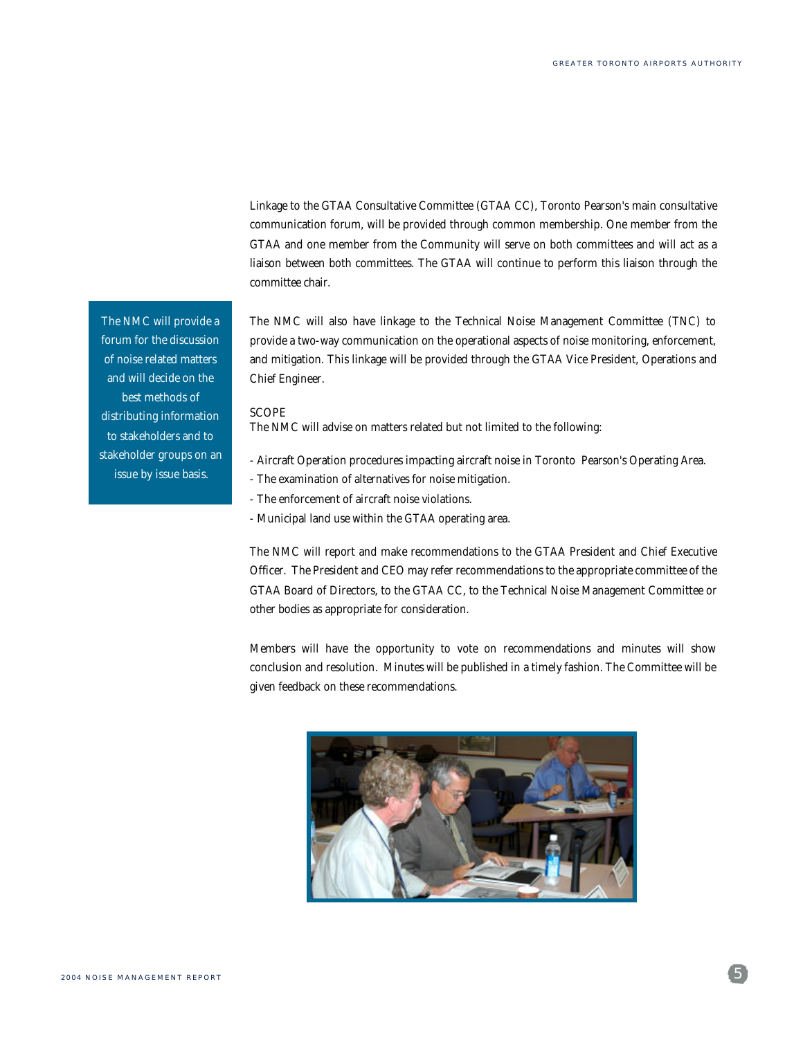Linkage to the GTAA Consultative Committee (GTAA CC), Toronto Pearson's main consultative communication forum, will be provided through common membership. One member from the GTAA and one member from the Community will serve on both committees and will act as a liaison between both committees. The GTAA will continue to perform this liaison through the committee chair.

> The NMC will provide a forum for the discussion of noise related matters and will decide on the best methods of distributing information to stakeholders and to stakeholder groups on an issue by issue basis.

The NMC will also have linkage to the Technical Noise Management Committee (TNC) to provide a two-way communication on the operational aspects of noise monitoring, enforcement, and mitigation. This linkage will be provided through the GTAA Vice President, Operations and Chief Engineer.

SCOPE

The NMC will advise on matters related but not limited to the following:

- Aircraft Operation procedures impacting aircraft noise in Toronto Pearson's Operating Area.
- The examination of alternatives for noise mitigation.
- The enforcement of aircraft noise violations.
- Municipal land use within the GTAA operating area.

The NMC will report and make recommendations to the GTAA President and Chief Executive Officer. The President and CEO may refer recommendations to the appropriate committee of the GTAA Board of Directors, to the GTAA CC, to the Technical Noise Management Committee or other bodies as appropriate for consideration.

Members will have the opportunity to vote on recommendations and minutes will show conclusion and resolution. Minutes will be published in a timely fashion. The Committee will be given feedback on these recommendations.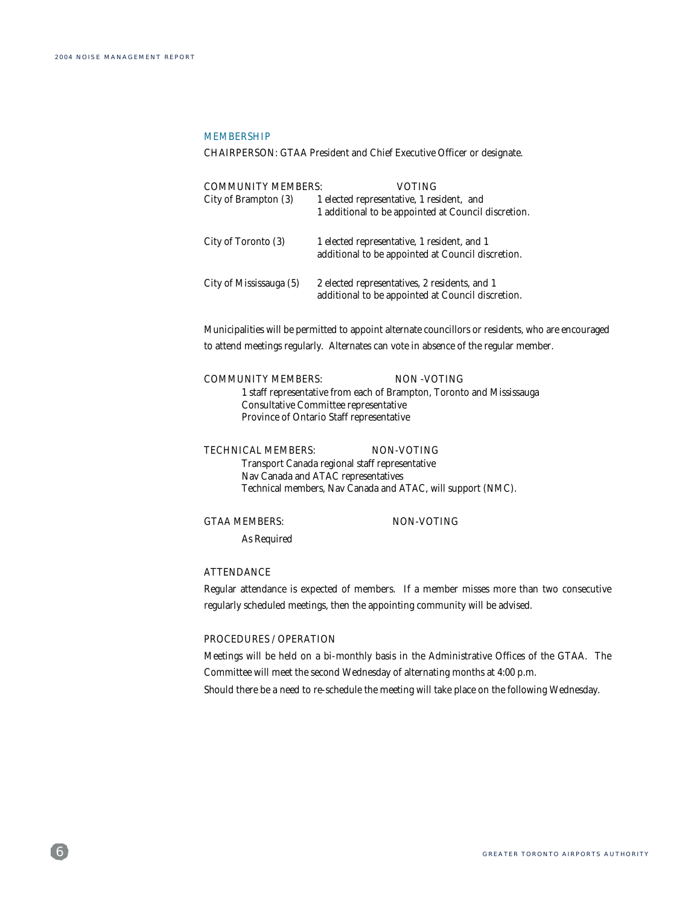### MEMBERSHIP

CHAIRPERSON: GTAA President and Chief Executive Officer or designate.

COMMUNITY MEMBERS: VOTING

| | |
|---|---|
| City of Brampton (3) | 1 elected representative, 1 resident, and 1 additional to be appointed at Council discretion. |
| City of Toronto (3) | 1 elected representative, 1 resident, and 1 additional to be appointed at Council discretion. |
| City of Mississauga (5) | 2 elected representatives, 2 residents, and 1 additional to be appointed at Council discretion. |

Municipalities will be permitted to appoint alternate councillors or residents, who are encouraged to attend meetings regularly. Alternates can vote in absence of the regular member.

COMMUNITY MEMBERS: NON -VOTING

1 staff representative from each of Brampton, Toronto and Mississauga
Consultative Committee representative
Province of Ontario Staff representative

TECHNICAL MEMBERS: NON-VOTING

Transport Canada regional staff representative
Nav Canada and ATAC representatives
Technical members, Nav Canada and ATAC, will support (NMC).

GTAA MEMBERS: NON-VOTING

As Required

#### ATTENDANCE

Regular attendance is expected of members. If a member misses more than two consecutive regularly scheduled meetings, then the appointing community will be advised.

#### PROCEDURES / OPERATION

Meetings will be held on a bi-monthly basis in the Administrative Offices of the GTAA. The Committee will meet the second Wednesday of alternating months at 4:00 p.m.

Should there be a need to re-schedule the meeting will take place on the following Wednesday.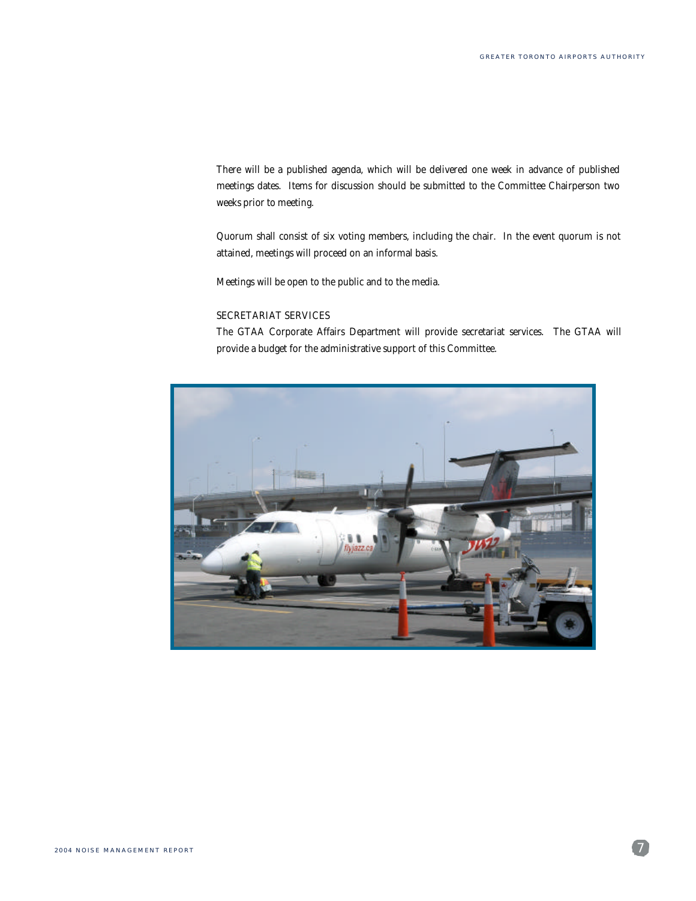There will be a published agenda, which will be delivered one week in advance of published meetings dates. Items for discussion should be submitted to the Committee Chairperson two weeks prior to meeting.

Quorum shall consist of six voting members, including the chair. In the event quorum is not attained, meetings will proceed on an informal basis.

Meetings will be open to the public and to the media.

SECRETARIAT SERVICES

The GTAA Corporate Affairs Department will provide secretariat services. The GTAA will provide a budget for the administrative support of this Committee.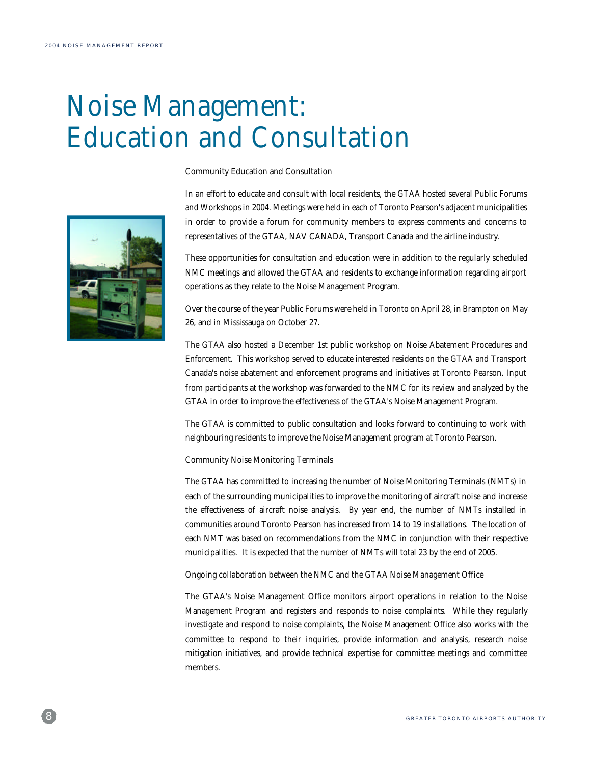# Noise Management: Education and Consultation

### Community Education and Consultation

In an effort to educate and consult with local residents, the GTAA hosted several Public Forums and Workshops in 2004. Meetings were held in each of Toronto Pearson's adjacent municipalities in order to provide a forum for community members to express comments and concerns to representatives of the GTAA, NAV CANADA, Transport Canada and the airline industry.

These opportunities for consultation and education were in addition to the regularly scheduled NMC meetings and allowed the GTAA and residents to exchange information regarding airport operations as they relate to the Noise Management Program.

Over the course of the year Public Forums were held in Toronto on April 28, in Brampton on May 26, and in Mississauga on October 27.

The GTAA also hosted a December 1st public workshop on Noise Abatement Procedures and Enforcement. This workshop served to educate interested residents on the GTAA and Transport Canada's noise abatement and enforcement programs and initiatives at Toronto Pearson. Input from participants at the workshop was forwarded to the NMC for its review and analyzed by the GTAA in order to improve the effectiveness of the GTAA's Noise Management Program.

The GTAA is committed to public consultation and looks forward to continuing to work with neighbouring residents to improve the Noise Management program at Toronto Pearson.

### Community Noise Monitoring Terminals

The GTAA has committed to increasing the number of Noise Monitoring Terminals (NMTs) in each of the surrounding municipalities to improve the monitoring of aircraft noise and increase the effectiveness of aircraft noise analysis. By year end, the number of NMTs installed in communities around Toronto Pearson has increased from 14 to 19 installations. The location of each NMT was based on recommendations from the NMC in conjunction with their respective municipalities. It is expected that the number of NMTs will total 23 by the end of 2005.

### Ongoing collaboration between the NMC and the GTAA Noise Management Office

The GTAA's Noise Management Office monitors airport operations in relation to the Noise Management Program and registers and responds to noise complaints. While they regularly investigate and respond to noise complaints, the Noise Management Office also works with the committee to respond to their inquiries, provide information and analysis, research noise mitigation initiatives, and provide technical expertise for committee meetings and committee members.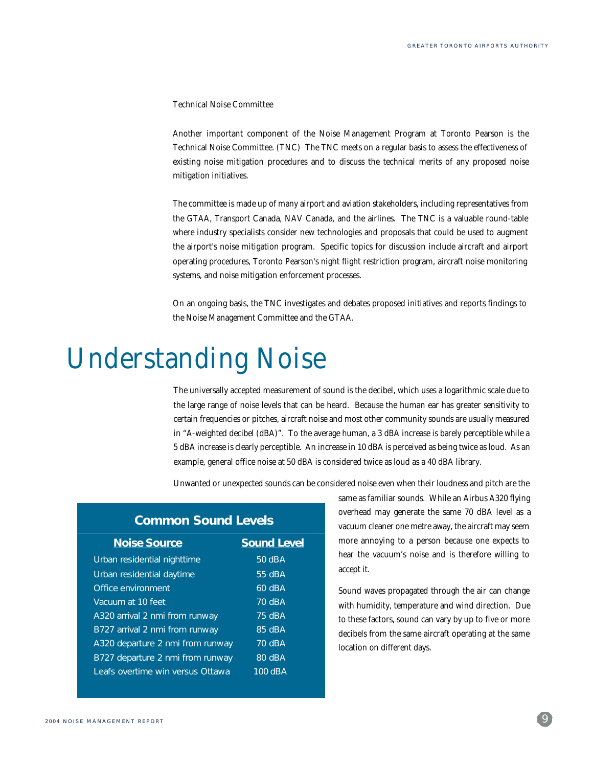Technical Noise Committee

Another important component of the Noise Management Program at Toronto Pearson is the Technical Noise Committee. (TNC) The TNC meets on a regular basis to assess the effectiveness of existing noise mitigation procedures and to discuss the technical merits of any proposed noise mitigation initiatives.

The committee is made up of many airport and aviation stakeholders, including representatives from the GTAA, Transport Canada, NAV Canada, and the airlines. The TNC is a valuable round-table where industry specialists consider new technologies and proposals that could be used to augment the airport's noise mitigation program. Specific topics for discussion include aircraft and airport operating procedures, Toronto Pearson's night flight restriction program, aircraft noise monitoring systems, and noise mitigation enforcement processes.

On an ongoing basis, the TNC investigates and debates proposed initiatives and reports findings to the Noise Management Committee and the GTAA.

# Understanding Noise

The universally accepted measurement of sound is the decibel, which uses a logarithmic scale due to the large range of noise levels that can be heard. Because the human ear has greater sensitivity to certain frequencies or pitches, aircraft noise and most other community sounds are usually measured in "A-weighted decibel (dBA)". To the average human, a 3 dBA increase is barely perceptible while a 5 dBA increase is clearly perceptible. An increase in 10 dBA is perceived as being twice as loud. As an example, general office noise at 50 dBA is considered twice as loud as a 40 dBA library.

Unwanted or unexpected sounds can be considered noise even when their loudness and pitch are the same as familiar sounds. While an Airbus A320 flying overhead may generate the same 70 dBA level as a vacuum cleaner one metre away, the aircraft may seem more annoying to a person because one expects to hear the vacuum's noise and is therefore willing to accept it.

Sound waves propagated through the air can change with humidity, temperature and wind direction. Due to these factors, sound can vary by up to five or more decibels from the same aircraft operating at the same location on different days.

**Common Sound Levels**

| Noise Source | Sound Level |
|---|---|
| Urban residential nighttime | 50 dBA |
| Urban residential daytime | 55 dBA |
| Office environment | 60 dBA |
| Vacuum at 10 feet | 70 dBA |
| A320 arrival 2 nmi from runway | 75 dBA |
| B727 arrival 2 nmi from runway | 85 dBA |
| A320 departure 2 nmi from runway | 70 dBA |
| B727 departure 2 nmi from runway | 80 dBA |
| Leafs overtime win versus Ottawa | 100 dBA |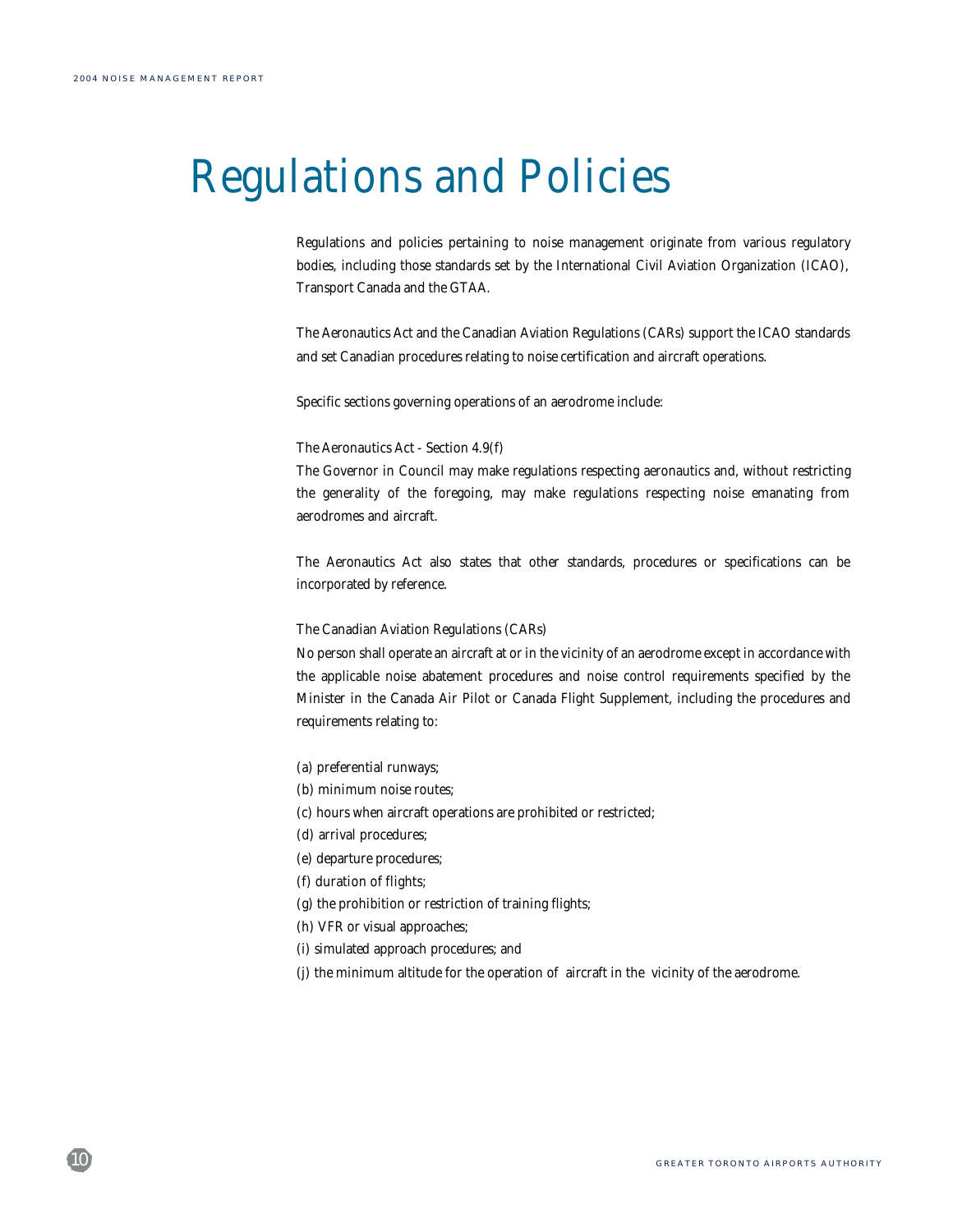# Regulations and Policies

Regulations and policies pertaining to noise management originate from various regulatory bodies, including those standards set by the International Civil Aviation Organization (ICAO), Transport Canada and the GTAA.

The Aeronautics Act and the Canadian Aviation Regulations (CARs) support the ICAO standards and set Canadian procedures relating to noise certification and aircraft operations.

Specific sections governing operations of an aerodrome include:

The Aeronautics Act - Section 4.9(f)

The Governor in Council may make regulations respecting aeronautics and, without restricting the generality of the foregoing, may make regulations respecting noise emanating from aerodromes and aircraft.

The Aeronautics Act also states that other standards, procedures or specifications can be incorporated by reference.

The Canadian Aviation Regulations (CARs)

No person shall operate an aircraft at or in the vicinity of an aerodrome except in accordance with the applicable noise abatement procedures and noise control requirements specified by the Minister in the Canada Air Pilot or Canada Flight Supplement, including the procedures and requirements relating to:

(a) preferential runways;
(b) minimum noise routes;
(c) hours when aircraft operations are prohibited or restricted;
(d) arrival procedures;
(e) departure procedures;
(f) duration of flights;
(g) the prohibition or restriction of training flights;
(h) VFR or visual approaches;
(i) simulated approach procedures; and
(j) the minimum altitude for the operation of aircraft in the vicinity of the aerodrome.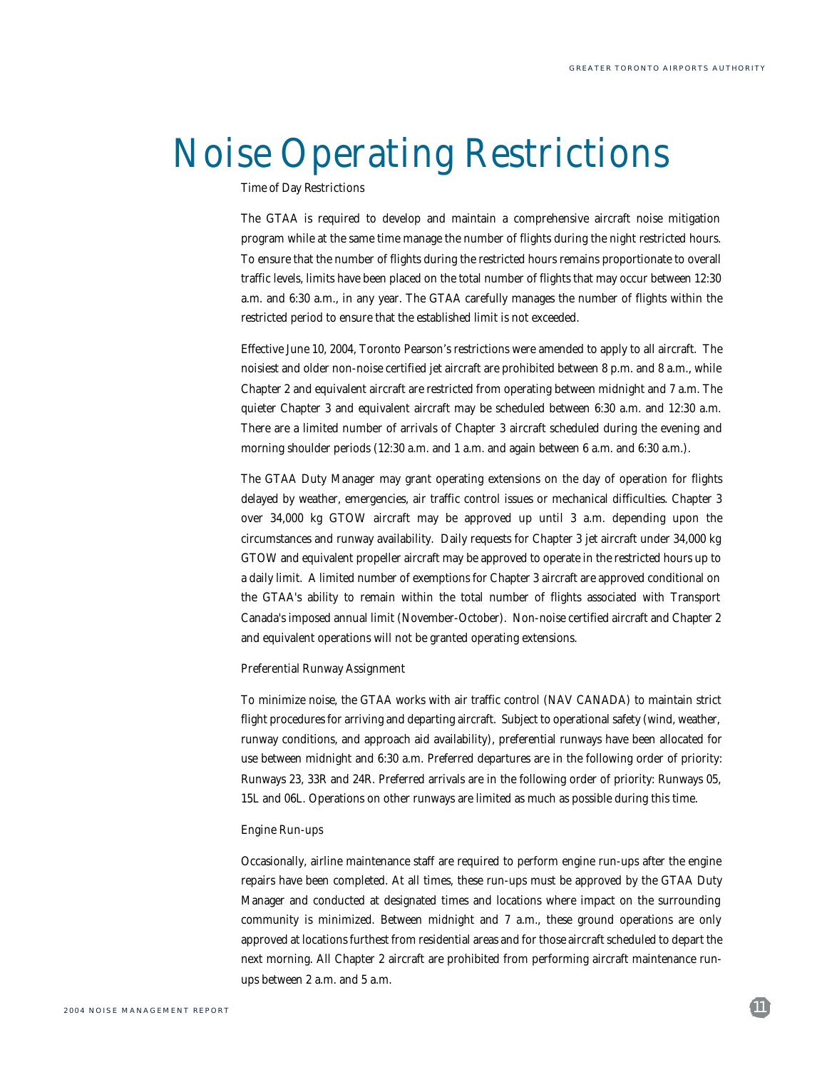# Noise Operating Restrictions

## Time of Day Restrictions

The GTAA is required to develop and maintain a comprehensive aircraft noise mitigation program while at the same time manage the number of flights during the night restricted hours. To ensure that the number of flights during the restricted hours remains proportionate to overall traffic levels, limits have been placed on the total number of flights that may occur between 12:30 a.m. and 6:30 a.m., in any year. The GTAA carefully manages the number of flights within the restricted period to ensure that the established limit is not exceeded.

Effective June 10, 2004, Toronto Pearson's restrictions were amended to apply to all aircraft. The noisiest and older non-noise certified jet aircraft are prohibited between 8 p.m. and 8 a.m., while Chapter 2 and equivalent aircraft are restricted from operating between midnight and 7 a.m. The quieter Chapter 3 and equivalent aircraft may be scheduled between 6:30 a.m. and 12:30 a.m. There are a limited number of arrivals of Chapter 3 aircraft scheduled during the evening and morning shoulder periods (12:30 a.m. and 1 a.m. and again between 6 a.m. and 6:30 a.m.).

The GTAA Duty Manager may grant operating extensions on the day of operation for flights delayed by weather, emergencies, air traffic control issues or mechanical difficulties. Chapter 3 over 34,000 kg GTOW aircraft may be approved up until 3 a.m. depending upon the circumstances and runway availability. Daily requests for Chapter 3 jet aircraft under 34,000 kg GTOW and equivalent propeller aircraft may be approved to operate in the restricted hours up to a daily limit. A limited number of exemptions for Chapter 3 aircraft are approved conditional on the GTAA's ability to remain within the total number of flights associated with Transport Canada's imposed annual limit (November-October). Non-noise certified aircraft and Chapter 2 and equivalent operations will not be granted operating extensions.

## Preferential Runway Assignment

To minimize noise, the GTAA works with air traffic control (NAV CANADA) to maintain strict flight procedures for arriving and departing aircraft. Subject to operational safety (wind, weather, runway conditions, and approach aid availability), preferential runways have been allocated for use between midnight and 6:30 a.m. Preferred departures are in the following order of priority: Runways 23, 33R and 24R. Preferred arrivals are in the following order of priority: Runways 05, 15L and 06L. Operations on other runways are limited as much as possible during this time.

## Engine Run-ups

Occasionally, airline maintenance staff are required to perform engine run-ups after the engine repairs have been completed. At all times, these run-ups must be approved by the GTAA Duty Manager and conducted at designated times and locations where impact on the surrounding community is minimized. Between midnight and 7 a.m., these ground operations are only approved at locations furthest from residential areas and for those aircraft scheduled to depart the next morning. All Chapter 2 aircraft are prohibited from performing aircraft maintenance run-ups between 2 a.m. and 5 a.m.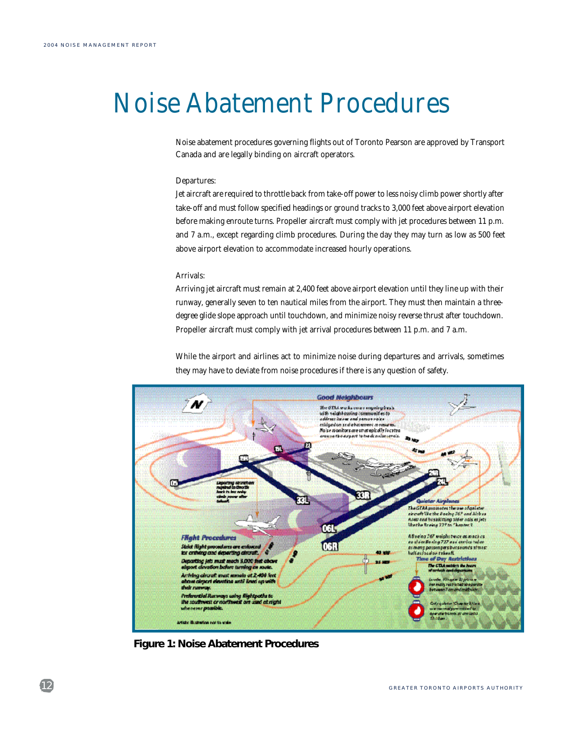# Noise Abatement Procedures

Noise abatement procedures governing flights out of Toronto Pearson are approved by Transport Canada and are legally binding on aircraft operators.

Departures:
Jet aircraft are required to throttle back from take-off power to less noisy climb power shortly after take-off and must follow specified headings or ground tracks to 3,000 feet above airport elevation before making enroute turns. Propeller aircraft must comply with jet procedures between 11 p.m. and 7 a.m., except regarding climb procedures. During the day they may turn as low as 500 feet above airport elevation to accommodate increased hourly operations.

Arrivals:
Arriving jet aircraft must remain at 2,400 feet above airport elevation until they line up with their runway, generally seven to ten nautical miles from the airport. They must then maintain a three-degree glide slope approach until touchdown, and minimize noisy reverse thrust after touchdown. Propeller aircraft must comply with jet arrival procedures between 11 p.m. and 7 a.m.

While the airport and airlines act to minimize noise during departures and arrivals, sometimes they may have to deviate from noise procedures if there is any question of safety.

**Figure 1: Noise Abatement Procedures**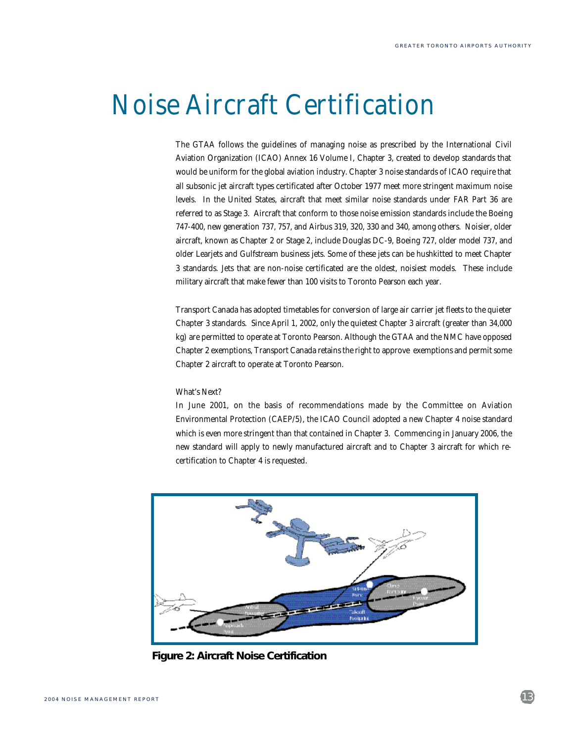# Noise Aircraft Certification

The GTAA follows the guidelines of managing noise as prescribed by the International Civil Aviation Organization (ICAO) Annex 16 Volume I, Chapter 3, created to develop standards that would be uniform for the global aviation industry. Chapter 3 noise standards of ICAO require that all subsonic jet aircraft types certificated after October 1977 meet more stringent maximum noise levels. In the United States, aircraft that meet similar noise standards under FAR Part 36 are referred to as Stage 3. Aircraft that conform to those noise emission standards include the Boeing 747-400, new generation 737, 757, and Airbus 319, 320, 330 and 340, among others. Noisier, older aircraft, known as Chapter 2 or Stage 2, include Douglas DC-9, Boeing 727, older model 737, and older Learjets and Gulfstream business jets. Some of these jets can be hushkitted to meet Chapter 3 standards. Jets that are non-noise certificated are the oldest, noisiest models. These include military aircraft that make fewer than 100 visits to Toronto Pearson each year.

Transport Canada has adopted timetables for conversion of large air carrier jet fleets to the quieter Chapter 3 standards. Since April 1, 2002, only the quietest Chapter 3 aircraft (greater than 34,000 kg) are permitted to operate at Toronto Pearson. Although the GTAA and the NMC have opposed Chapter 2 exemptions, Transport Canada retains the right to approve exemptions and permit some Chapter 2 aircraft to operate at Toronto Pearson.

What's Next?

In June 2001, on the basis of recommendations made by the Committee on Aviation Environmental Protection (CAEP/5), the ICAO Council adopted a new Chapter 4 noise standard which is even more stringent than that contained in Chapter 3. Commencing in January 2006, the new standard will apply to newly manufactured aircraft and to Chapter 3 aircraft for which re-certification to Chapter 4 is requested.

**Figure 2: Aircraft Noise Certification**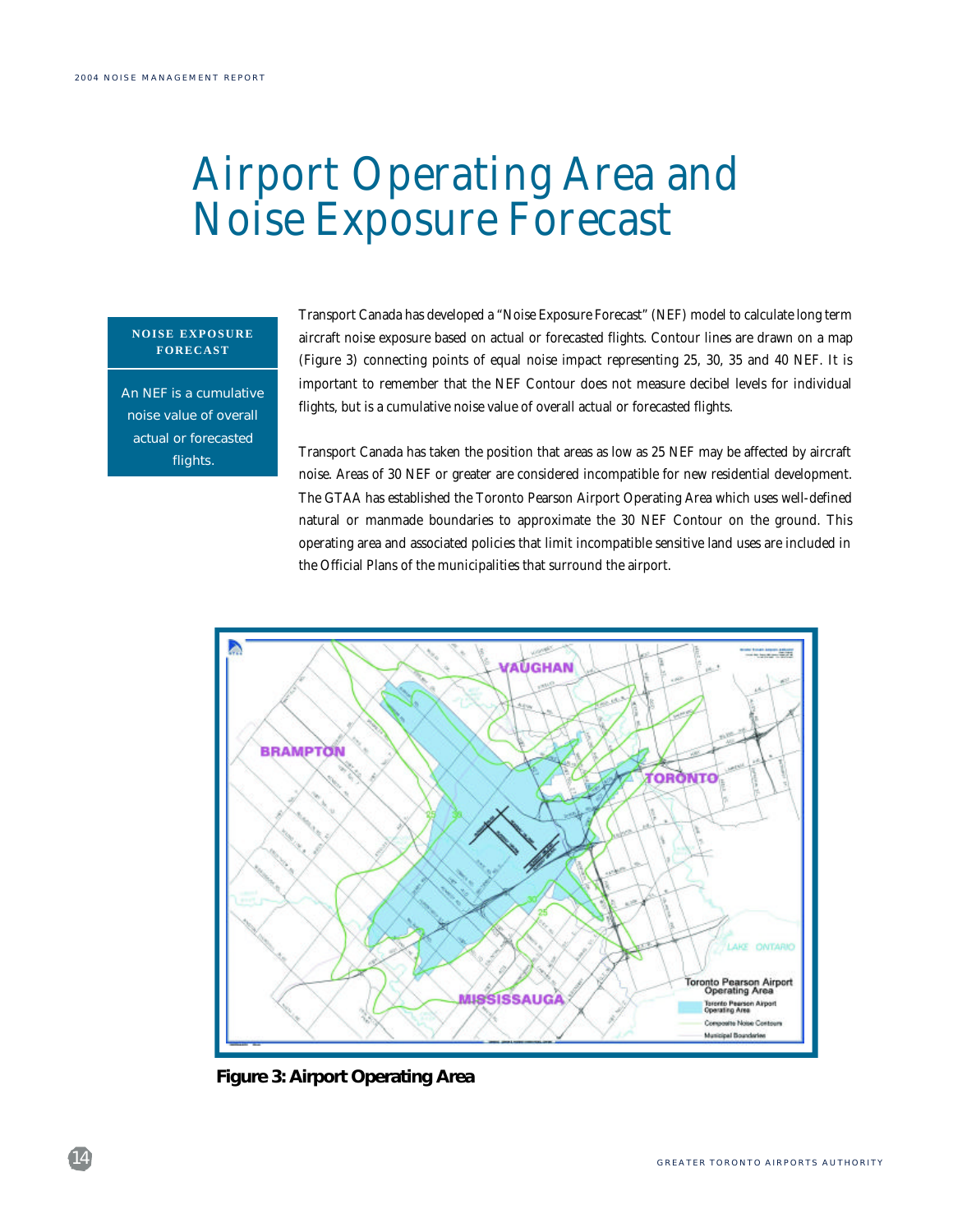# Airport Operating Area and Noise Exposure Forecast

**NOISE EXPOSURE FORECAST**

An NEF is a cumulative noise value of overall actual or forecasted flights.

Transport Canada has developed a "Noise Exposure Forecast" (NEF) model to calculate long term aircraft noise exposure based on actual or forecasted flights. Contour lines are drawn on a map (Figure 3) connecting points of equal noise impact representing 25, 30, 35 and 40 NEF. It is important to remember that the NEF Contour does not measure decibel levels for individual flights, but is a cumulative noise value of overall actual or forecasted flights.

Transport Canada has taken the position that areas as low as 25 NEF may be affected by aircraft noise. Areas of 30 NEF or greater are considered incompatible for new residential development. The GTAA has established the Toronto Pearson Airport Operating Area which uses well-defined natural or manmade boundaries to approximate the 30 NEF Contour on the ground. This operating area and associated policies that limit incompatible sensitive land uses are included in the Official Plans of the municipalities that surround the airport.

**Figure 3: Airport Operating Area**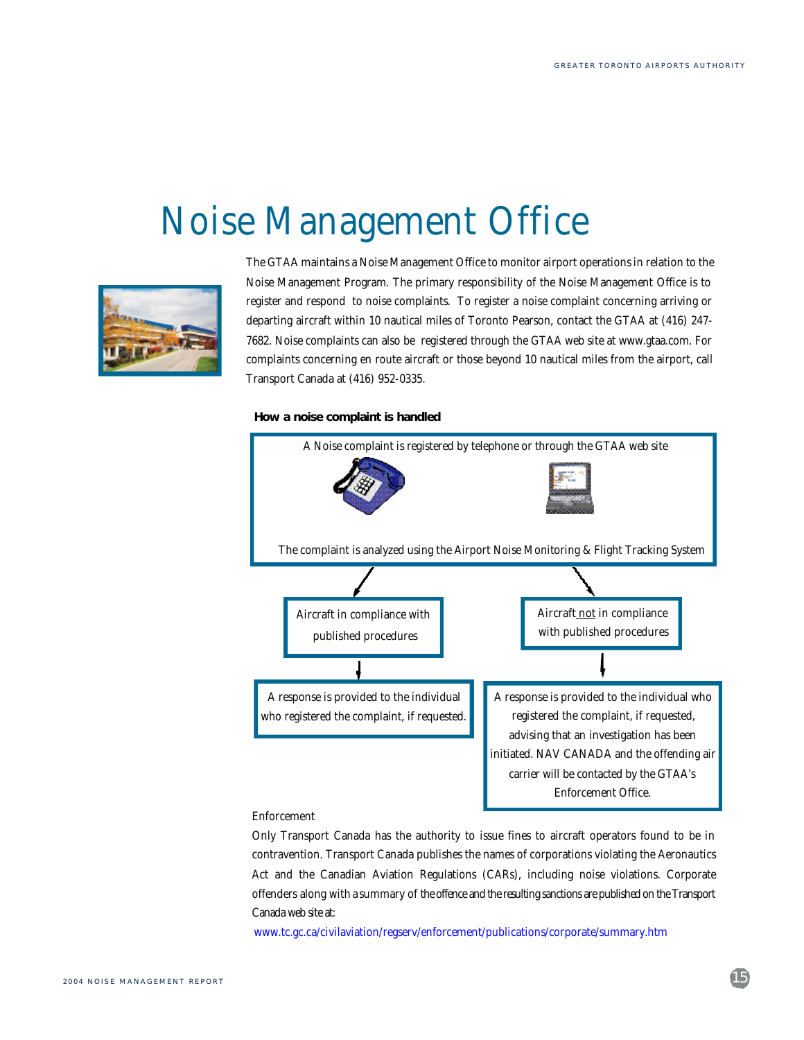# Noise Management Office

The GTAA maintains a Noise Management Office to monitor airport operations in relation to the Noise Management Program. The primary responsibility of the Noise Management Office is to register and respond to noise complaints. To register a noise complaint concerning arriving or departing aircraft within 10 nautical miles of Toronto Pearson, contact the GTAA at (416) 247-7682. Noise complaints can also be registered through the GTAA web site at www.gtaa.com. For complaints concerning en route aircraft or those beyond 10 nautical miles from the airport, call Transport Canada at (416) 952-0335.

**How a noise complaint is handled**

A Noise complaint is registered by telephone or through the GTAA web site

The complaint is analyzed using the Airport Noise Monitoring & Flight Tracking System

Aircraft in compliance with published procedures

A response is provided to the individual who registered the complaint, if requested.

Aircraft not in compliance with published procedures

A response is provided to the individual who registered the complaint, if requested, advising that an investigation has been initiated. NAV CANADA and the offending air carrier will be contacted by the GTAA's Enforcement Office.

Enforcement

Only Transport Canada has the authority to issue fines to aircraft operators found to be in contravention. Transport Canada publishes the names of corporations violating the Aeronautics Act and the Canadian Aviation Regulations (CARs), including noise violations. Corporate offenders along with a summary of the offence and the resulting sanctions are published on the Transport Canada web site at:

www.tc.gc.ca/civilaviation/regserv/enforcement/publications/corporate/summary.htm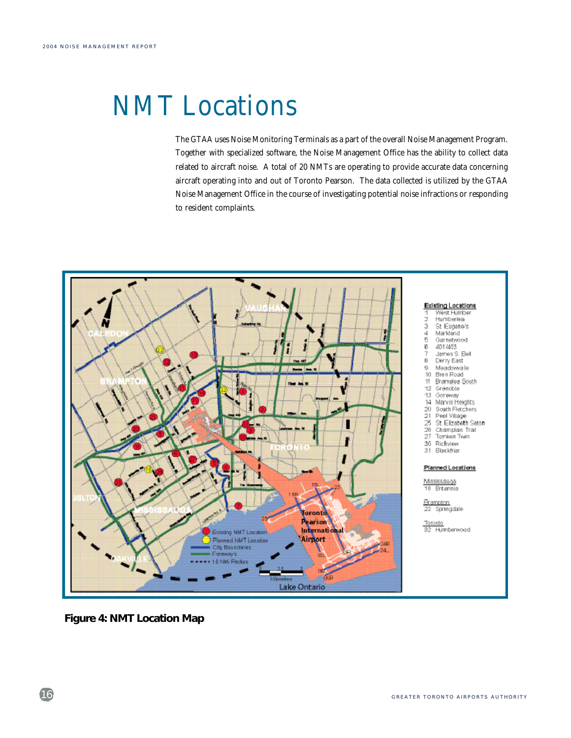# NMT Locations

The GTAA uses Noise Monitoring Terminals as a part of the overall Noise Management Program. Together with specialized software, the Noise Management Office has the ability to collect data related to aircraft noise. A total of 20 NMTs are operating to provide accurate data concerning aircraft operating into and out of Toronto Pearson. The data collected is utilized by the GTAA Noise Management Office in the course of investigating potential noise infractions or responding to resident complaints.

**Existing Locations**
- 1 West Humber
- 2 Humberlea
- 3 St. Eugene's
- 4 Markland
- 5 Garnetwood
- 6 401/403
- 7 James S. Bell
- 8 Derry East
- 9 Meadowvale
- 10 Bren Road
- 11 Bramalea South
- 12 Grenoble
- 13 Goreway
- 14 Marvin Heights
- 20 South Fletchers
- 21 Peel Village
- 25 St. Elizabeth Seton
- 26 Champlain Trail
- 27 Tomken Twin
- 30 Richview
- 31 Blackfriar

**Planned Locations**

Mississauga
- 18 Britannia

Brampton
- 22 Springdale

Toronto
- 32 Humberwood

**Figure 4: NMT Location Map**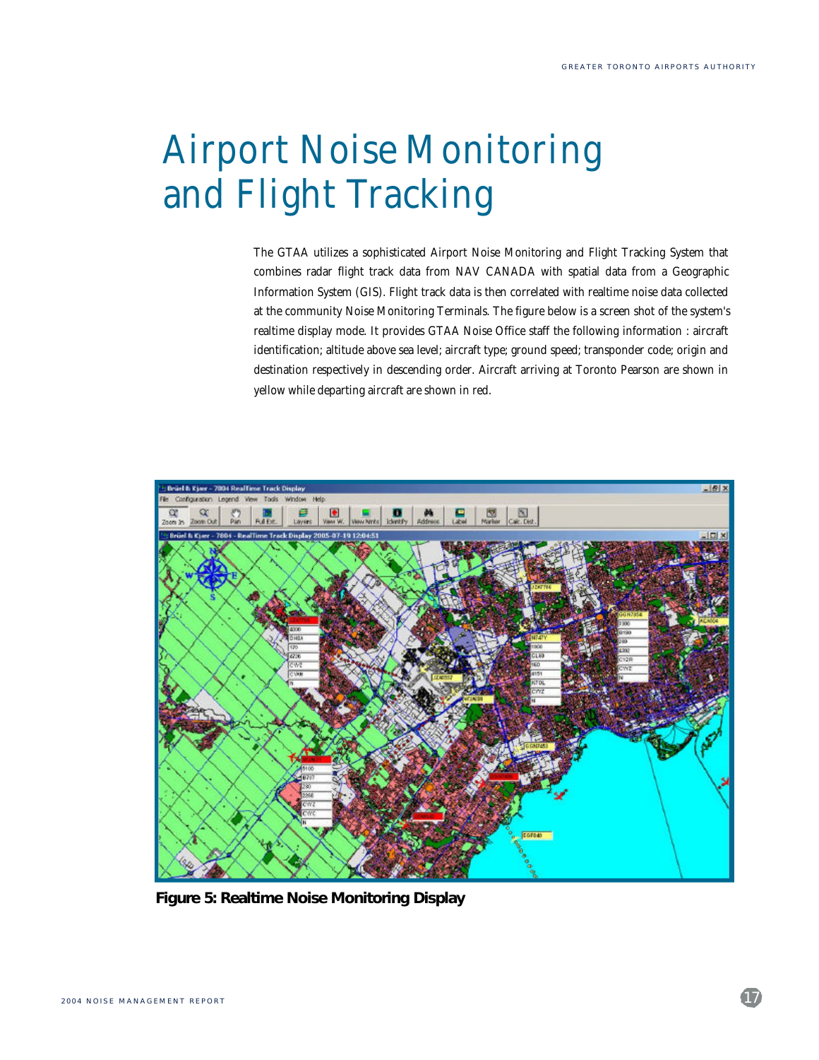# Airport Noise Monitoring and Flight Tracking

The GTAA utilizes a sophisticated Airport Noise Monitoring and Flight Tracking System that combines radar flight track data from NAV CANADA with spatial data from a Geographic Information System (GIS). Flight track data is then correlated with realtime noise data collected at the community Noise Monitoring Terminals. The figure below is a screen shot of the system's realtime display mode. It provides GTAA Noise Office staff the following information : aircraft identification; altitude above sea level; aircraft type; ground speed; transponder code; origin and destination respectively in descending order. Aircraft arriving at Toronto Pearson are shown in yellow while departing aircraft are shown in red.

**Figure 5: Realtime Noise Monitoring Display**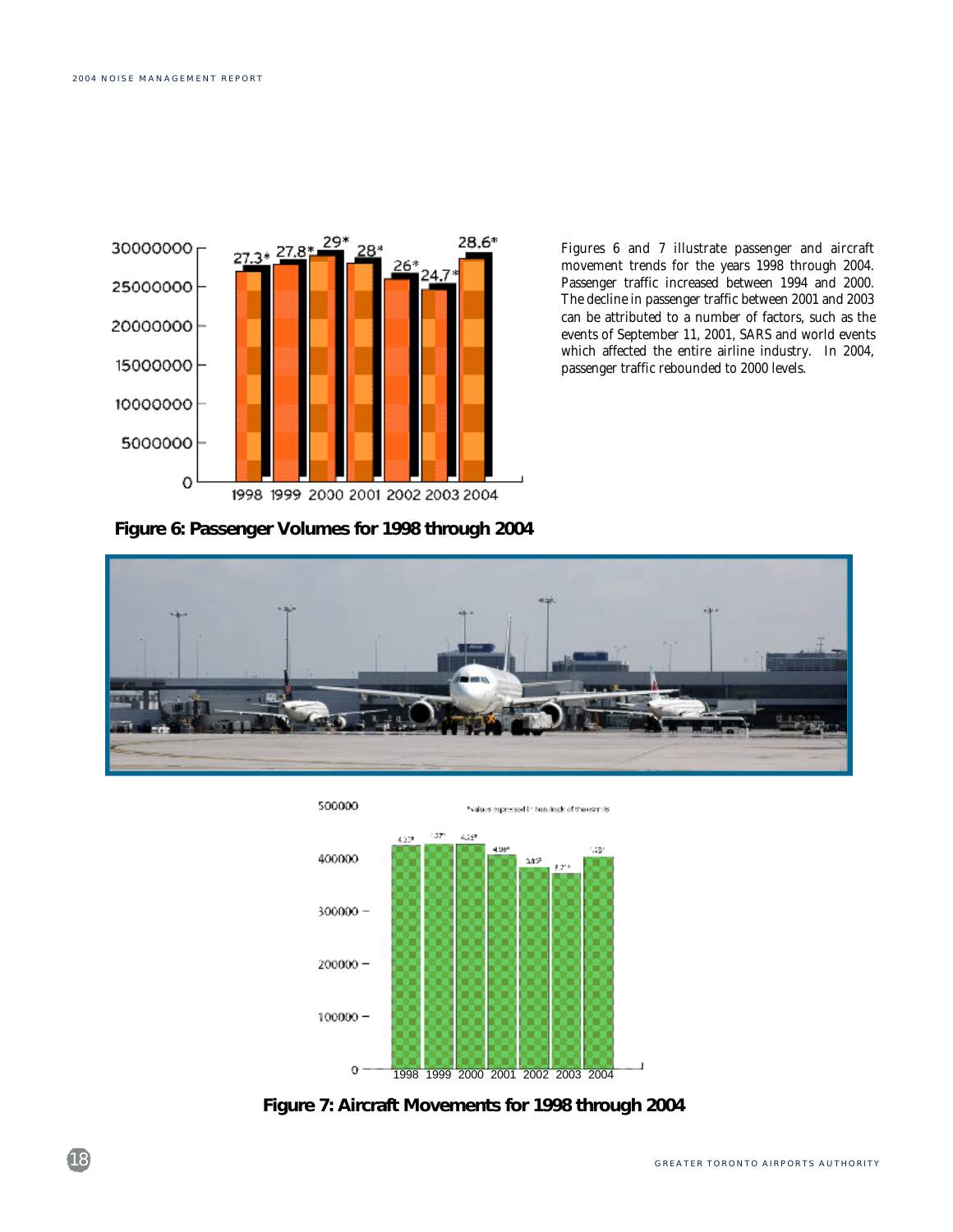Figures 6 and 7 illustrate passenger and aircraft movement trends for the years 1998 through 2004. Passenger traffic increased between 1994 and 2000. The decline in passenger traffic between 2001 and 2003 can be attributed to a number of factors, such as the events of September 11, 2001, SARS and world events which affected the entire airline industry. In 2004, passenger traffic rebounded to 2000 levels.

**Figure 6: Passenger Volumes for 1998 through 2004**

**Figure 7: Aircraft Movements for 1998 through 2004**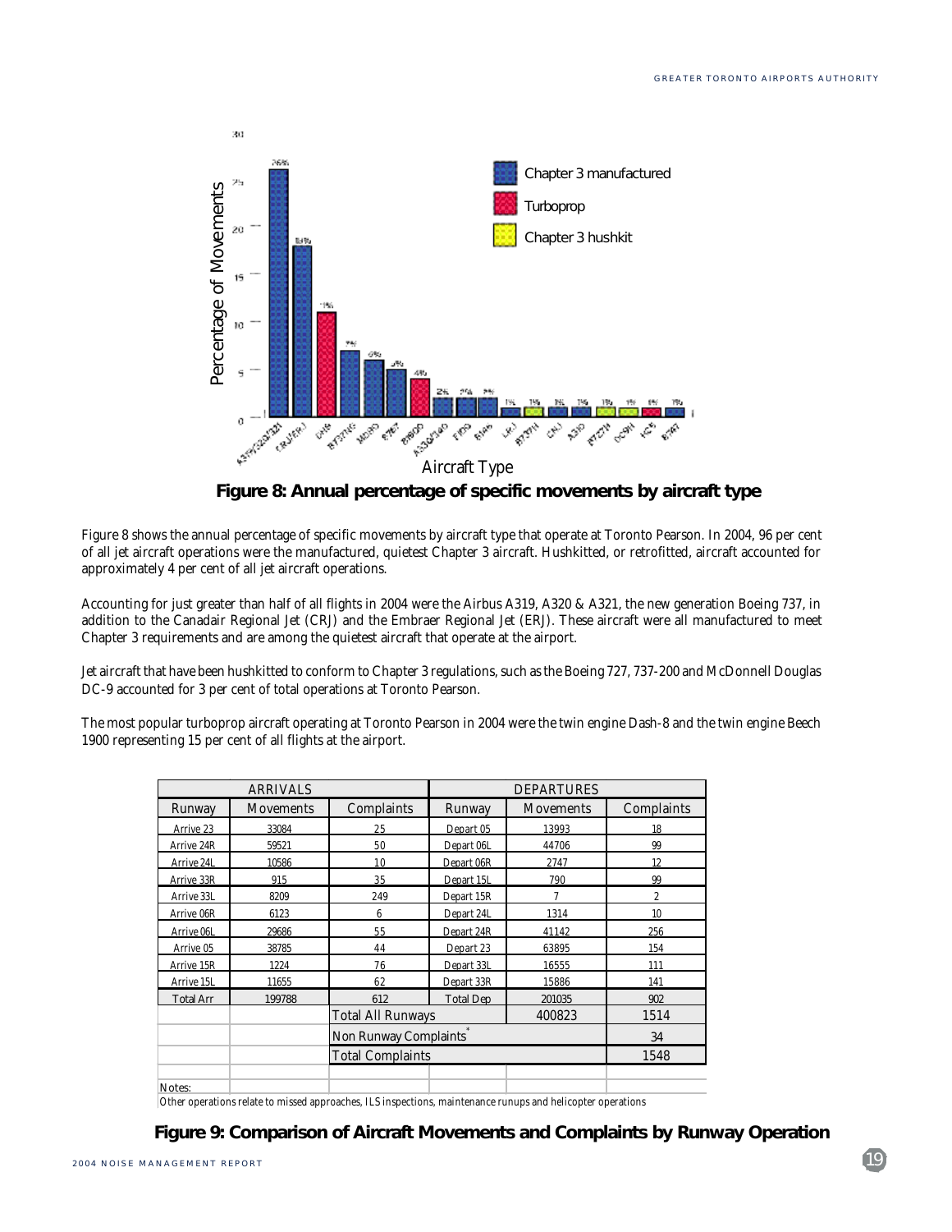**Figure 8: Annual percentage of specific movements by aircraft type**

Figure 8 shows the annual percentage of specific movements by aircraft type that operate at Toronto Pearson. In 2004, 96 per cent of all jet aircraft operations were the manufactured, quietest Chapter 3 aircraft. Hushkitted, or retrofitted, aircraft accounted for approximately 4 per cent of all jet aircraft operations.

Accounting for just greater than half of all flights in 2004 were the Airbus A319, A320 & A321, the new generation Boeing 737, in addition to the Canadair Regional Jet (CRJ) and the Embraer Regional Jet (ERJ). These aircraft were all manufactured to meet Chapter 3 requirements and are among the quietest aircraft that operate at the airport.

Jet aircraft that have been hushkitted to conform to Chapter 3 regulations, such as the Boeing 727, 737-200 and McDonnell Douglas DC-9 accounted for 3 per cent of total operations at Toronto Pearson.

The most popular turboprop aircraft operating at Toronto Pearson in 2004 were the twin engine Dash-8 and the twin engine Beech 1900 representing 15 per cent of all flights at the airport.

| ARRIVALS | | | DEPARTURES | | |
|---|---|---|---|---|---|
| Runway | Movements | Complaints | Runway | Movements | Complaints |
| Arrive 23 | 33084 | 25 | Depart 05 | 13993 | 18 |
| Arrive 24R | 59521 | 50 | Depart 06L | 44706 | 99 |
| Arrive 24L | 10586 | 10 | Depart 06R | 2747 | 12 |
| Arrive 33R | 915 | 35 | Depart 15L | 790 | 99 |
| Arrive 33L | 8209 | 249 | Depart 15R | 7 | 2 |
| Arrive 06R | 6123 | 6 | Depart 24L | 1314 | 10 |
| Arrive 06L | 29686 | 55 | Depart 24R | 41142 | 256 |
| Arrive 05 | 38785 | 44 | Depart 23 | 63895 | 154 |
| Arrive 15R | 1224 | 76 | Depart 33L | 16555 | 111 |
| Arrive 15L | 11655 | 62 | Depart 33R | 15886 | 141 |
| Total Arr | 199788 | 612 | Total Dep | 201035 | 902 |
| | | Total All Runways | | 400823 | 1514 |
| | | Non Runway Complaints* | | | 34 |
| | | Total Complaints | | | 1548 |

Notes:
Other operations relate to missed approaches, ILS inspections, maintenance runups and helicopter operations

**Figure 9: Comparison of Aircraft Movements and Complaints by Runway Operation**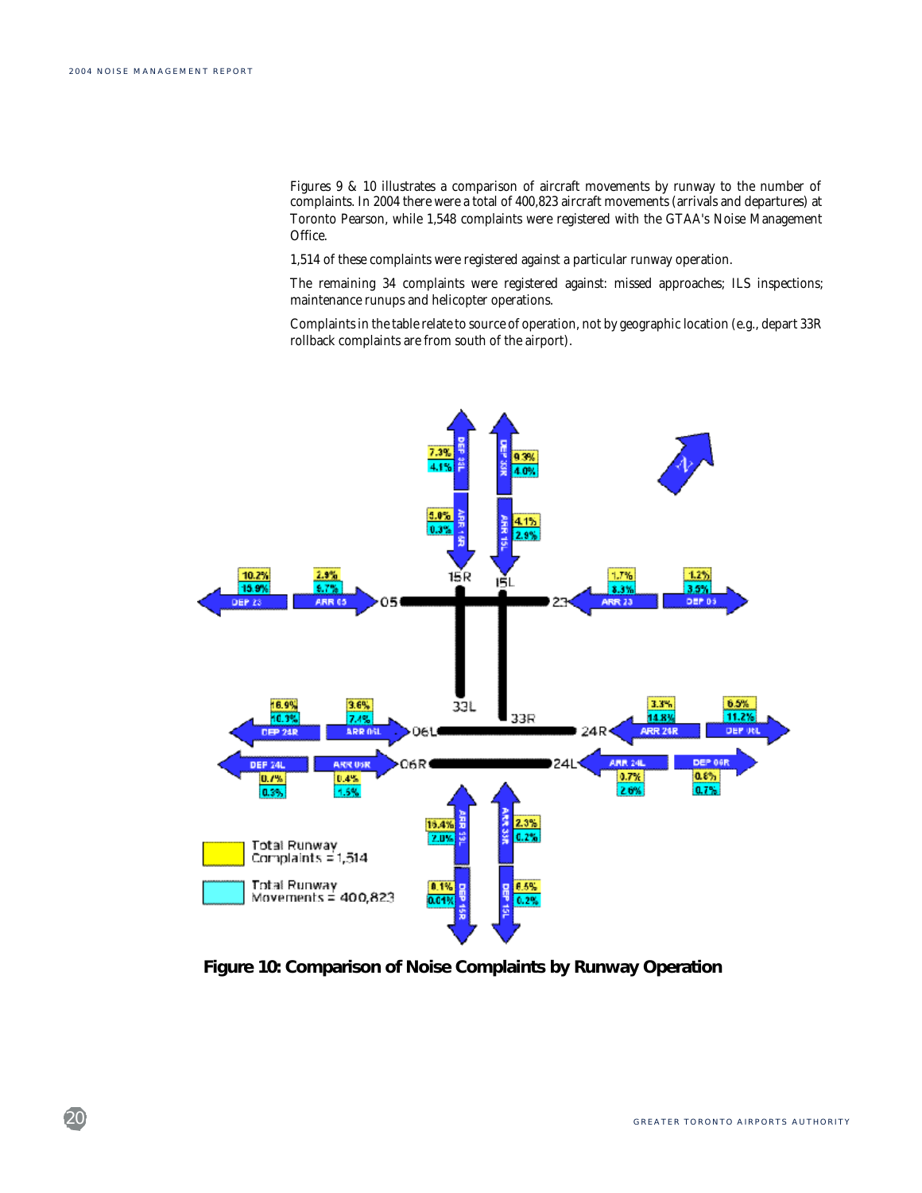Figures 9 & 10 illustrates a comparison of aircraft movements by runway to the number of complaints. In 2004 there were a total of 400,823 aircraft movements (arrivals and departures) at Toronto Pearson, while 1,548 complaints were registered with the GTAA's Noise Management Office.

1,514 of these complaints were registered against a particular runway operation.

The remaining 34 complaints were registered against: missed approaches; ILS inspections; maintenance runups and helicopter operations.

Complaints in the table relate to source of operation, not by geographic location (e.g., depart 33R rollback complaints are from south of the airport).

| Runway Operation | Total Runway Complaints = 1,514 | Total Runway Movements = 400,823 |
|---|---|---|
| DEP 33L | 7.3% | 4.1% |
| DEP 33R | 9.3% | 4.0% |
| ARR 15R | 5.0% | 0.3% |
| ARR 15L | 4.1% | 2.9% |
| DEP 23 | 10.2% | 15.9% |
| ARR 05 | 2.9% | 6.7% |
| ARR 23 | 1.7% | 3.3% |
| DEP 05 | 1.2% | 3.5% |
| DEP 24R | 16.9% | 10.3% |
| ARR 06L | 3.6% | 7.4% |
| ARR 24R | 3.3% | 14.8% |
| DEP 06L | 6.5% | 11.2% |
| DEP 24L | 0.7% | 0.3% |
| ARR 06R | 0.4% | 1.5% |
| ARR 24L | 0.7% | 2.6% |
| DEP 06R | 0.8% | 0.7% |
| ARR 33L | 16.4% | 7.0% |
| ARR 33R | 2.3% | 0.2% |
| DEP 15R | 0.1% | 0.01% |
| DEP 15L | 6.5% | 0.2% |

**Figure 10: Comparison of Noise Complaints by Runway Operation**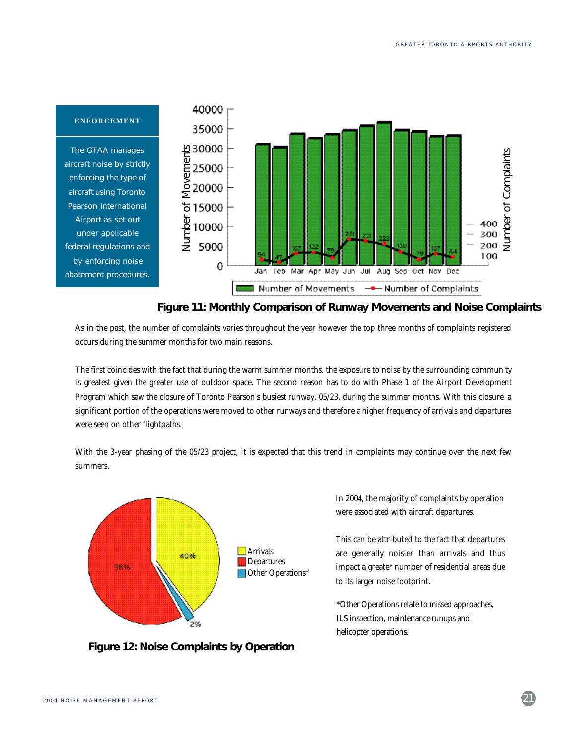## ENFORCEMENT

The GTAA manages aircraft noise by strictly enforcing the type of aircraft using Toronto Pearson International Airport as set out under applicable federal regulations and by enforcing noise abatement procedures.

**Figure 11: Monthly Comparison of Runway Movements and Noise Complaints**

As in the past, the number of complaints varies throughout the year however the top three months of complaints registered occurs during the summer months for two main reasons.

The first coincides with the fact that during the warm summer months, the exposure to noise by the surrounding community is greatest given the greater use of outdoor space. The second reason has to do with Phase 1 of the Airport Development Program which saw the closure of Toronto Pearson's busiest runway, 05/23, during the summer months. With this closure, a significant portion of the operations were moved to other runways and therefore a higher frequency of arrivals and departures were seen on other flightpaths.

With the 3-year phasing of the 05/23 project, it is expected that this trend in complaints may continue over the next few summers.

**Figure 12: Noise Complaints by Operation**

In 2004, the majority of complaints by operation were associated with aircraft departures.

This can be attributed to the fact that departures are generally noisier than arrivals and thus impact a greater number of residential areas due to its larger noise footprint.

*Other Operations relate to missed approaches, ILS inspection, maintenance runups and helicopter operations.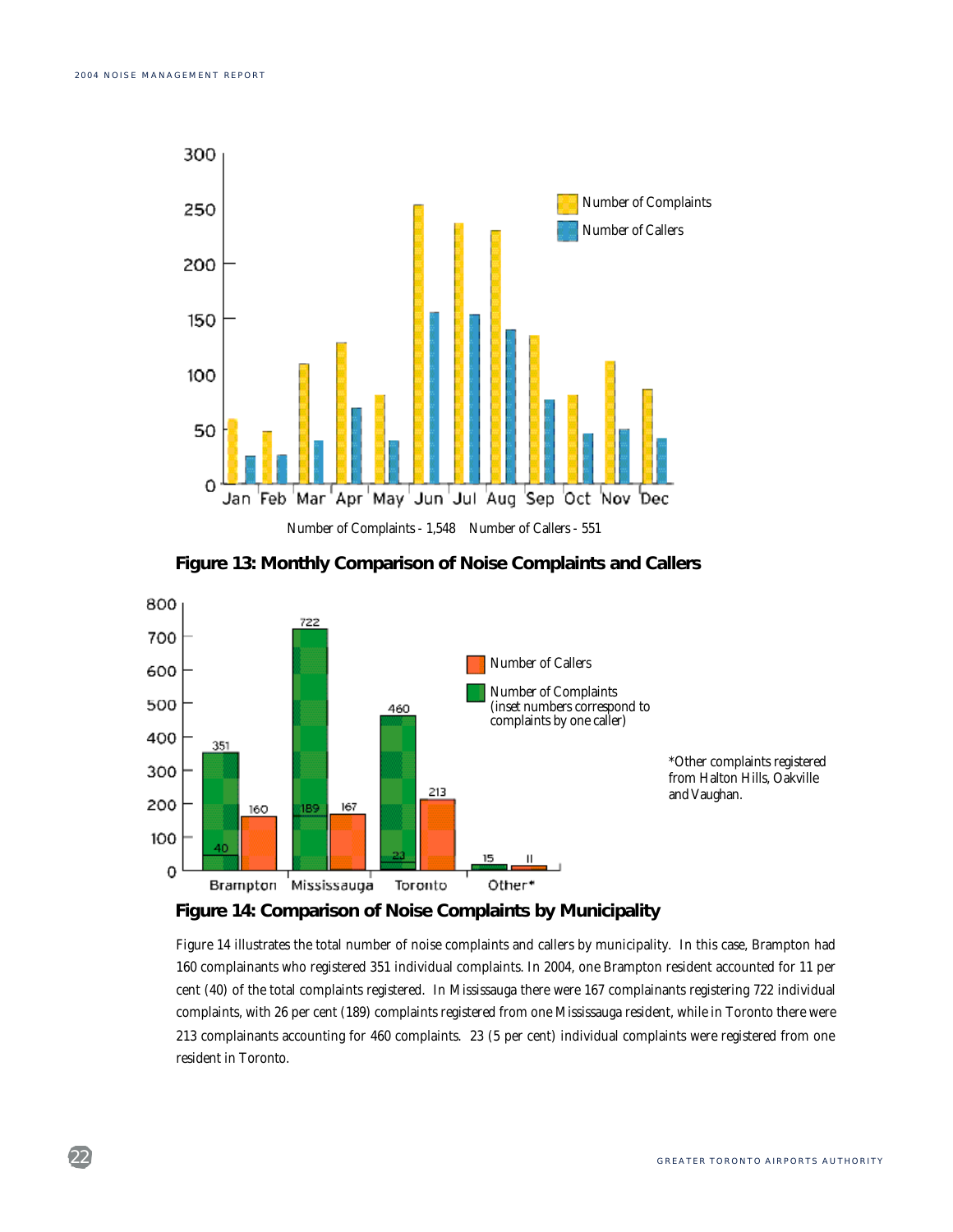Number of Complaints - 1,548 Number of Callers - 551

**Figure 13: Monthly Comparison of Noise Complaints and Callers**

*Other complaints registered from Halton Hills, Oakville and Vaughan.

**Figure 14: Comparison of Noise Complaints by Municipality**

Figure 14 illustrates the total number of noise complaints and callers by municipality. In this case, Brampton had 160 complainants who registered 351 individual complaints. In 2004, one Brampton resident accounted for 11 per cent (40) of the total complaints registered. In Mississauga there were 167 complainants registering 722 individual complaints, with 26 per cent (189) complaints registered from one Mississauga resident, while in Toronto there were 213 complainants accounting for 460 complaints. 23 (5 per cent) individual complaints were registered from one resident in Toronto.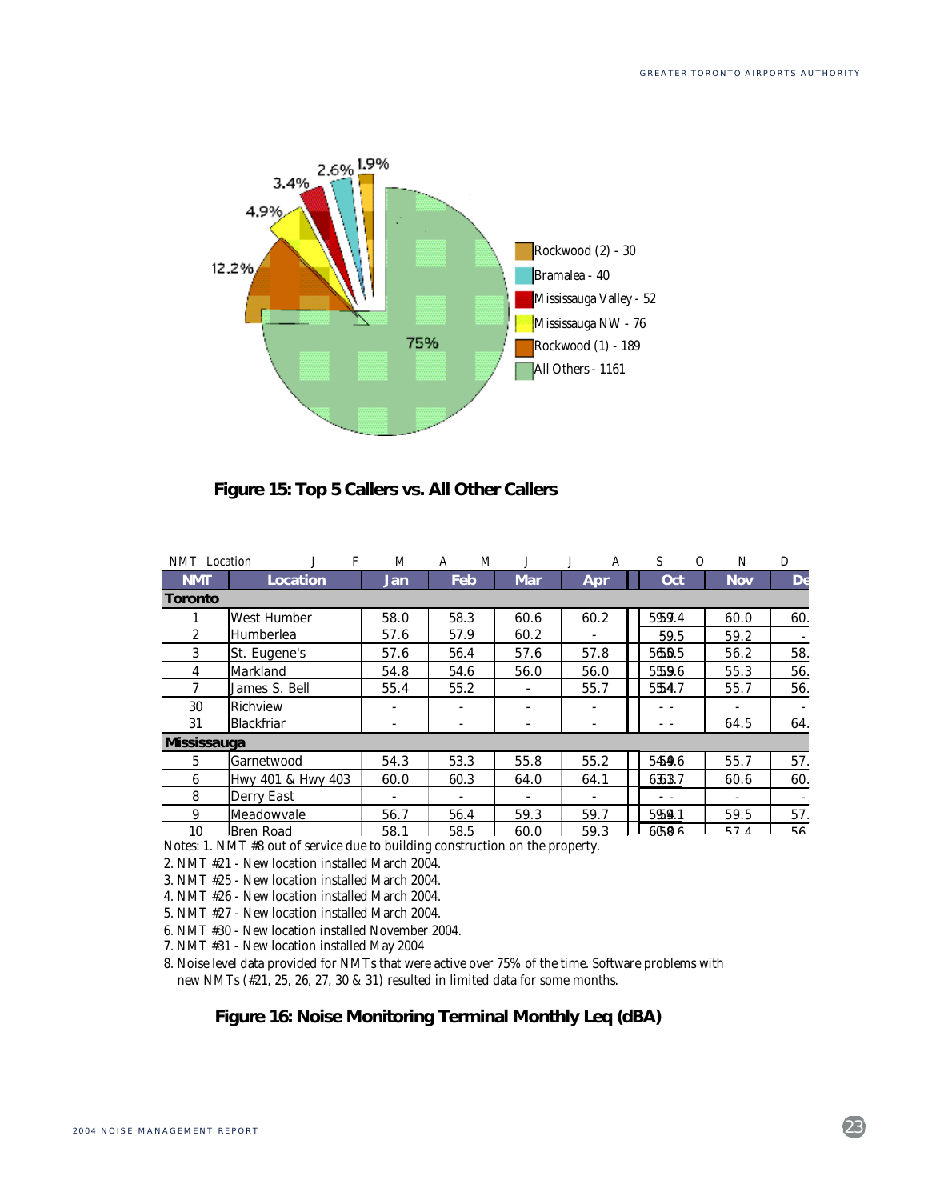Rockwood (2) - 30
Bramalea - 40
Mississauga Valley - 52
Mississauga NW - 76
Rockwood (1) - 189
All Others - 1161

75%
12.2%
4.9%
3.4%
2.6%
1.9%

**Figure 15: Top 5 Callers vs. All Other Callers**

| NMT | Location | Jan | Feb | Mar | Apr | Oct | Nov | De |
|---|---|---|---|---|---|---|---|---|
| **Toronto** | | | | | | | | |
| 1 | West Humber | 58.0 | 58.3 | 60.6 | 60.2 | 5957.4 | 60.0 | 60. |
| 2 | Humberlea | 57.6 | 57.9 | 60.2 | - | 59.5 | 59.2 | - |
| 3 | St. Eugene's | 57.6 | 56.4 | 57.6 | 57.8 | 5655.5 | 56.2 | 58. |
| 4 | Markland | 54.8 | 54.6 | 56.0 | 56.0 | 5559.6 | 55.3 | 56. |
| 7 | James S. Bell | 55.4 | 55.2 | - | 55.7 | 5554.7 | 55.7 | 56. |
| 30 | Richview | - | - | - | - | - - | - | - |
| 31 | Blackfriar | - | - | - | - | - - | 64.5 | 64. |
| **Mississauga** | | | | | | | | |
| 5 | Garnetwood | 54.3 | 53.3 | 55.8 | 55.2 | 5459.6 | 55.7 | 57. |
| 6 | Hwy 401 & Hwy 403 | 60.0 | 60.3 | 64.0 | 64.1 | 6363.7 | 60.6 | 60. |
| 8 | Derry East | - | - | - | - | - - | - | - |
| 9 | Meadowvale | 56.7 | 56.4 | 59.3 | 59.7 | 5959.1 | 59.5 | 57. |
| 10 | Bren Road | 58.1 | 58.5 | 60.0 | 59.3 | 6058.6 | 57.4 | 56. |

Notes: 1. NMT #8 out of service due to building construction on the property.
2. NMT #21 - New location installed March 2004.
3. NMT #25 - New location installed March 2004.
4. NMT #26 - New location installed March 2004.
5. NMT #27 - New location installed March 2004.
6. NMT #30 - New location installed November 2004.
7. NMT #31 - New location installed May 2004
8. Noise level data provided for NMTs that were active over 75% of the time. Software problems with new NMTs (#21, 25, 26, 27, 30 & 31) resulted in limited data for some months.

**Figure 16: Noise Monitoring Terminal Monthly Leq (dBA)**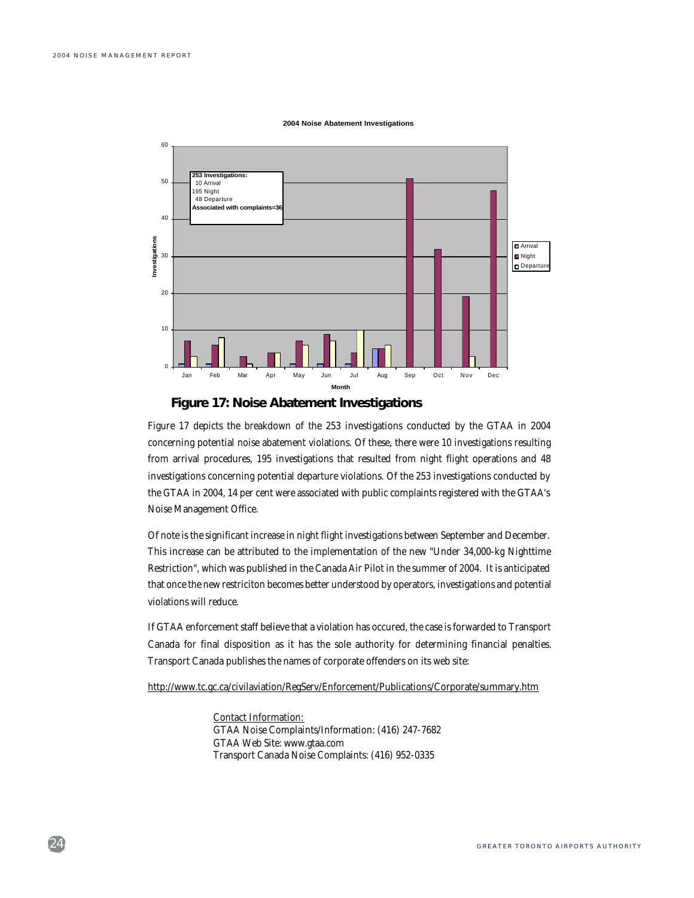2004 Noise Abatement Investigations

60
50
40
30
20
10
0

Investigations

253 Investigations:
10 Arrival
195 Night
48 Departure
Associated with complaints=36

Arrival
Night
Departure

Jan Feb Mar Apr May Jun Jul Aug Sep Oct Nov Dec

Month

**Figure 17: Noise Abatement Investigations**

Figure 17 depicts the breakdown of the 253 investigations conducted by the GTAA in 2004 concerning potential noise abatement violations. Of these, there were 10 investigations resulting from arrival procedures, 195 investigations that resulted from night flight operations and 48 investigations concerning potential departure violations. Of the 253 investigations conducted by the GTAA in 2004, 14 per cent were associated with public complaints registered with the GTAA's Noise Management Office.

Of note is the significant increase in night flight investigations between September and December. This increase can be attributed to the implementation of the new "Under 34,000-kg Nighttime Restriction", which was published in the Canada Air Pilot in the summer of 2004. It is anticipated that once the new restriciton becomes better understood by operators, investigations and potential violations will reduce.

If GTAA enforcement staff believe that a violation has occured, the case is forwarded to Transport Canada for final disposition as it has the sole authority for determining financial penalties. Transport Canada publishes the names of corporate offenders on its web site:

http://www.tc.gc.ca/civilaviation/RegServ/Enforcement/Publications/Corporate/summary.htm

Contact Information:
GTAA Noise Complaints/Information: (416) 247-7682
GTAA Web Site: www.gtaa.com
Transport Canada Noise Complaints: (416) 952-0335